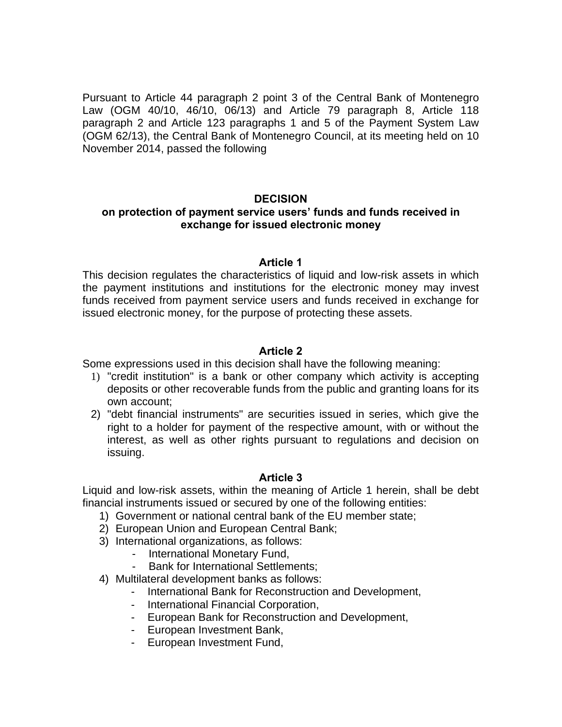Pursuant to Article 44 paragraph 2 point 3 of the Central Bank of Montenegro Law (OGM 40/10, 46/10, 06/13) and Article 79 paragraph 8, Article 118 paragraph 2 and Article 123 paragraphs 1 and 5 of the Payment System Law (OGM 62/13), the Central Bank of Montenegro Council, at its meeting held on 10 November 2014, passed the following

# DECISION
## on protection of payment service users' funds and funds received in exchange for issued electronic money

### Article 1

This decision regulates the characteristics of liquid and low-risk assets in which the payment institutions and institutions for the electronic money may invest funds received from payment service users and funds received in exchange for issued electronic money, for the purpose of protecting these assets.

### Article 2

Some expressions used in this decision shall have the following meaning:

1) "credit institution" is a bank or other company which activity is accepting deposits or other recoverable funds from the public and granting loans for its own account;
2) "debt financial instruments" are securities issued in series, which give the right to a holder for payment of the respective amount, with or without the interest, as well as other rights pursuant to regulations and decision on issuing.

### Article 3

Liquid and low-risk assets, within the meaning of Article 1 herein, shall be debt financial instruments issued or secured by one of the following entities:

1) Government or national central bank of the EU member state;
2) European Union and European Central Bank;
3) International organizations, as follows:
   - International Monetary Fund,
   - Bank for International Settlements;
4) Multilateral development banks as follows:
   - International Bank for Reconstruction and Development,
   - International Financial Corporation,
   - European Bank for Reconstruction and Development,
   - European Investment Bank,
   - European Investment Fund,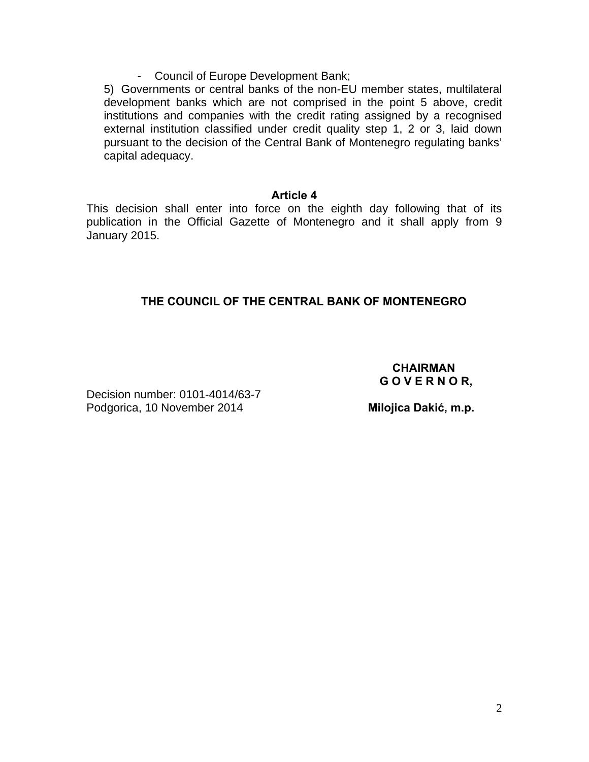- Council of Europe Development Bank;

5) Governments or central banks of the non-EU member states, multilateral development banks which are not comprised in the point 5 above, credit institutions and companies with the credit rating assigned by a recognised external institution classified under credit quality step 1, 2 or 3, laid down pursuant to the decision of the Central Bank of Montenegro regulating banks' capital adequacy.

**Article 4**

This decision shall enter into force on the eighth day following that of its publication in the Official Gazette of Montenegro and it shall apply from 9 January 2015.

**THE COUNCIL OF THE CENTRAL BANK OF MONTENEGRO**

**CHAIRMAN**
**G O V E R N O R,**

Decision number: 0101-4014/63-7
Podgorica, 10 November 2014

**Milojica Dakić, m.p.**